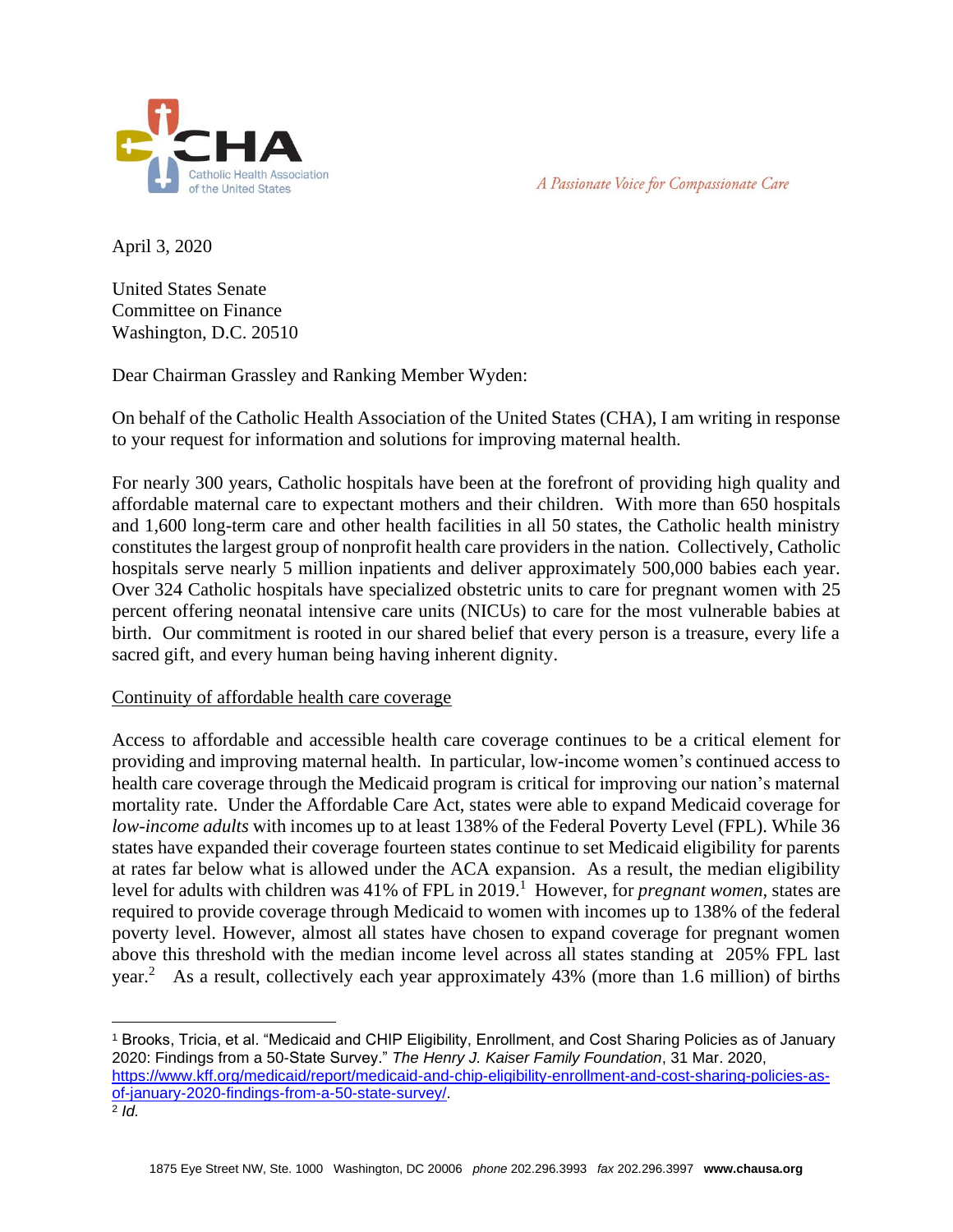CHA Catholic Health Association of the United States

*A Passionate Voice for Compassionate Care*

April 3, 2020

United States Senate
Committee on Finance
Washington, D.C. 20510

Dear Chairman Grassley and Ranking Member Wyden:

On behalf of the Catholic Health Association of the United States (CHA), I am writing in response to your request for information and solutions for improving maternal health.

For nearly 300 years, Catholic hospitals have been at the forefront of providing high quality and affordable maternal care to expectant mothers and their children. With more than 650 hospitals and 1,600 long-term care and other health facilities in all 50 states, the Catholic health ministry constitutes the largest group of nonprofit health care providers in the nation. Collectively, Catholic hospitals serve nearly 5 million inpatients and deliver approximately 500,000 babies each year. Over 324 Catholic hospitals have specialized obstetric units to care for pregnant women with 25 percent offering neonatal intensive care units (NICUs) to care for the most vulnerable babies at birth. Our commitment is rooted in our shared belief that every person is a treasure, every life a sacred gift, and every human being having inherent dignity.

Continuity of affordable health care coverage

Access to affordable and accessible health care coverage continues to be a critical element for providing and improving maternal health. In particular, low-income women's continued access to health care coverage through the Medicaid program is critical for improving our nation's maternal mortality rate. Under the Affordable Care Act, states were able to expand Medicaid coverage for *low-income adults* with incomes up to at least 138% of the Federal Poverty Level (FPL). While 36 states have expanded their coverage fourteen states continue to set Medicaid eligibility for parents at rates far below what is allowed under the ACA expansion. As a result, the median eligibility level for adults with children was 41% of FPL in 2019.[1] However, for *pregnant women*, states are required to provide coverage through Medicaid to women with incomes up to 138% of the federal poverty level. However, almost all states have chosen to expand coverage for pregnant women above this threshold with the median income level across all states standing at 205% FPL last year.[2] As a result, collectively each year approximately 43% (more than 1.6 million) of births

---

[1] Brooks, Tricia, et al. "Medicaid and CHIP Eligibility, Enrollment, and Cost Sharing Policies as of January 2020: Findings from a 50-State Survey." *The Henry J. Kaiser Family Foundation*, 31 Mar. 2020, https://www.kff.org/medicaid/report/medicaid-and-chip-eligibility-enrollment-and-cost-sharing-policies-as-of-january-2020-findings-from-a-50-state-survey/.

[2] *Id.*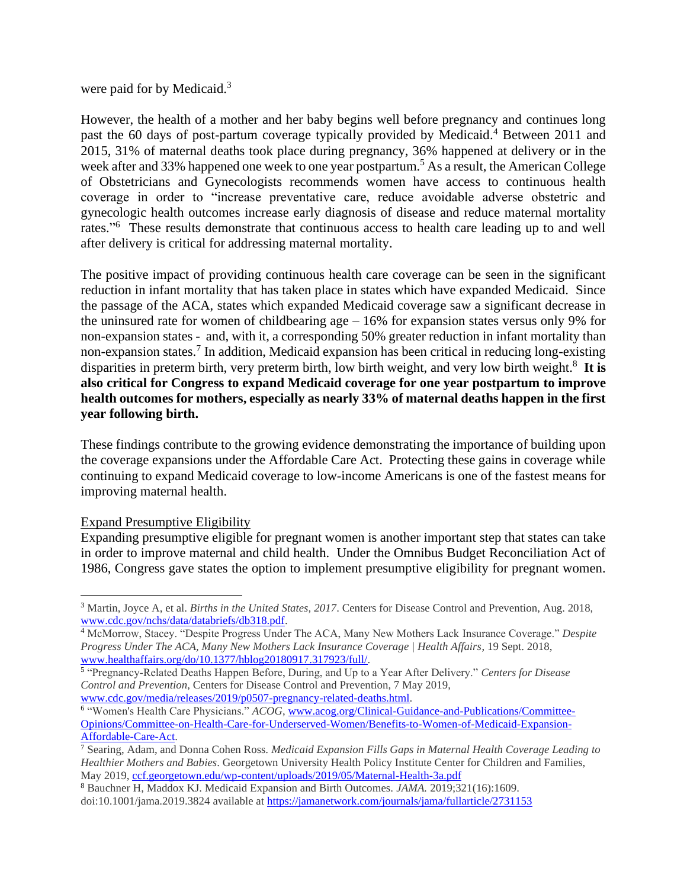were paid for by Medicaid.[3]

However, the health of a mother and her baby begins well before pregnancy and continues long past the 60 days of post-partum coverage typically provided by Medicaid.[4] Between 2011 and 2015, 31% of maternal deaths took place during pregnancy, 36% happened at delivery or in the week after and 33% happened one week to one year postpartum.[5] As a result, the American College of Obstetricians and Gynecologists recommends women have access to continuous health coverage in order to "increase preventative care, reduce avoidable adverse obstetric and gynecologic health outcomes increase early diagnosis of disease and reduce maternal mortality rates."[6] These results demonstrate that continuous access to health care leading up to and well after delivery is critical for addressing maternal mortality.

The positive impact of providing continuous health care coverage can be seen in the significant reduction in infant mortality that has taken place in states which have expanded Medicaid. Since the passage of the ACA, states which expanded Medicaid coverage saw a significant decrease in the uninsured rate for women of childbearing age – 16% for expansion states versus only 9% for non-expansion states - and, with it, a corresponding 50% greater reduction in infant mortality than non-expansion states.[7] In addition, Medicaid expansion has been critical in reducing long-existing disparities in preterm birth, very preterm birth, low birth weight, and very low birth weight.[8] **It is also critical for Congress to expand Medicaid coverage for one year postpartum to improve health outcomes for mothers, especially as nearly 33% of maternal deaths happen in the first year following birth.**

These findings contribute to the growing evidence demonstrating the importance of building upon the coverage expansions under the Affordable Care Act. Protecting these gains in coverage while continuing to expand Medicaid coverage to low-income Americans is one of the fastest means for improving maternal health.

<u>Expand Presumptive Eligibility</u>

Expanding presumptive eligible for pregnant women is another important step that states can take in order to improve maternal and child health. Under the Omnibus Budget Reconciliation Act of 1986, Congress gave states the option to implement presumptive eligibility for pregnant women.

---

[3] Martin, Joyce A, et al. *Births in the United States, 2017*. Centers for Disease Control and Prevention, Aug. 2018, www.cdc.gov/nchs/data/databriefs/db318.pdf.

[4] McMorrow, Stacey. "Despite Progress Under The ACA, Many New Mothers Lack Insurance Coverage." *Despite Progress Under The ACA, Many New Mothers Lack Insurance Coverage | Health Affairs*, 19 Sept. 2018, www.healthaffairs.org/do/10.1377/hblog20180917.317923/full/.

[5] "Pregnancy-Related Deaths Happen Before, During, and Up to a Year After Delivery." *Centers for Disease Control and Prevention*, Centers for Disease Control and Prevention, 7 May 2019, www.cdc.gov/media/releases/2019/p0507-pregnancy-related-deaths.html.

[6] "Women's Health Care Physicians." *ACOG*, www.acog.org/Clinical-Guidance-and-Publications/Committee-Opinions/Committee-on-Health-Care-for-Underserved-Women/Benefits-to-Women-of-Medicaid-Expansion-Affordable-Care-Act.

[7] Searing, Adam, and Donna Cohen Ross. *Medicaid Expansion Fills Gaps in Maternal Health Coverage Leading to Healthier Mothers and Babies*. Georgetown University Health Policy Institute Center for Children and Families, May 2019, ccf.georgetown.edu/wp-content/uploads/2019/05/Maternal-Health-3a.pdf

[8] Bauchner H, Maddox KJ. Medicaid Expansion and Birth Outcomes. *JAMA.* 2019;321(16):1609. doi:10.1001/jama.2019.3824 available at https://jamanetwork.com/journals/jama/fullarticle/2731153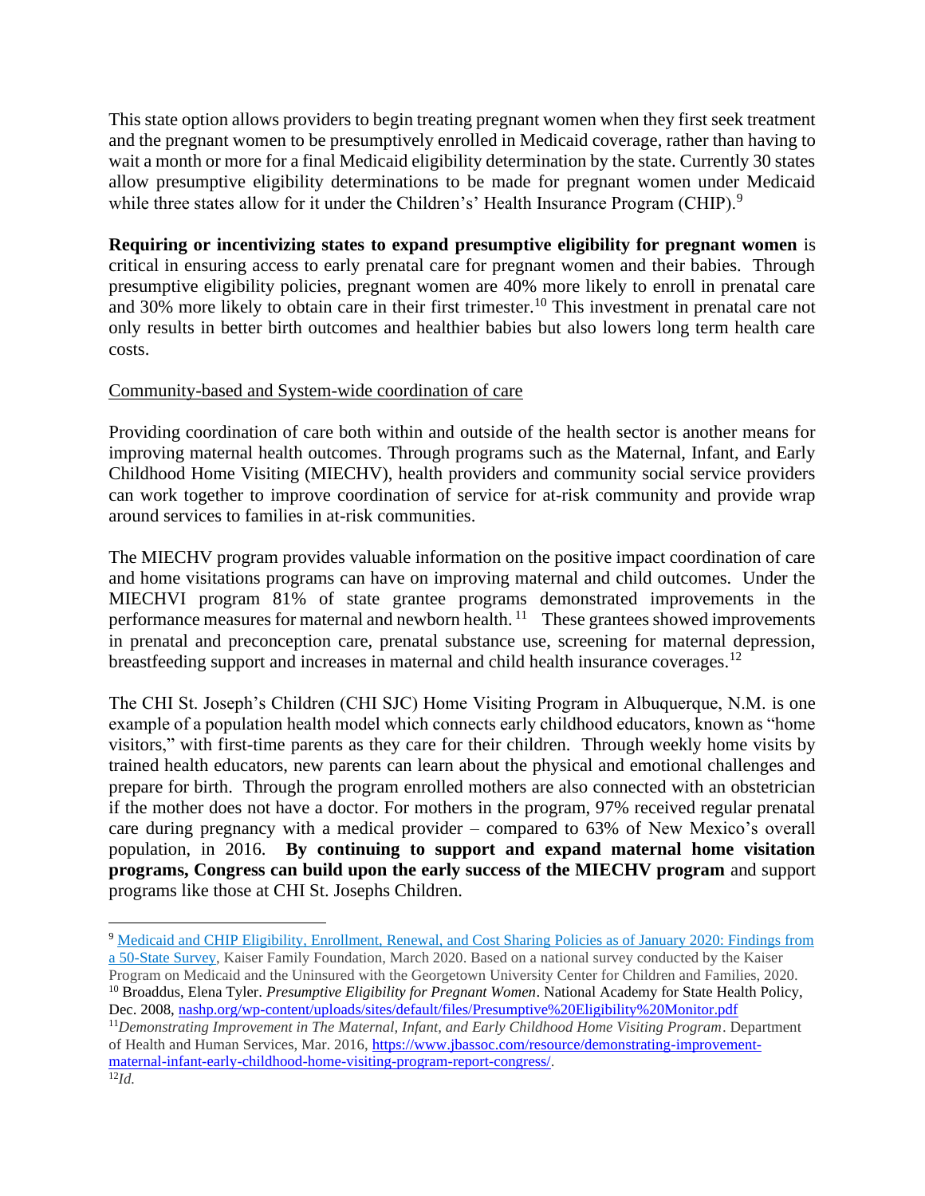This state option allows providers to begin treating pregnant women when they first seek treatment and the pregnant women to be presumptively enrolled in Medicaid coverage, rather than having to wait a month or more for a final Medicaid eligibility determination by the state. Currently 30 states allow presumptive eligibility determinations to be made for pregnant women under Medicaid while three states allow for it under the Children's' Health Insurance Program (CHIP).[9]

**Requiring or incentivizing states to expand presumptive eligibility for pregnant women** is critical in ensuring access to early prenatal care for pregnant women and their babies. Through presumptive eligibility policies, pregnant women are 40% more likely to enroll in prenatal care and 30% more likely to obtain care in their first trimester.[10] This investment in prenatal care not only results in better birth outcomes and healthier babies but also lowers long term health care costs.

<u>Community-based and System-wide coordination of care</u>

Providing coordination of care both within and outside of the health sector is another means for improving maternal health outcomes. Through programs such as the Maternal, Infant, and Early Childhood Home Visiting (MIECHV), health providers and community social service providers can work together to improve coordination of service for at-risk community and provide wrap around services to families in at-risk communities.

The MIECHV program provides valuable information on the positive impact coordination of care and home visitations programs can have on improving maternal and child outcomes. Under the MIECHVI program 81% of state grantee programs demonstrated improvements in the performance measures for maternal and newborn health.[11] These grantees showed improvements in prenatal and preconception care, prenatal substance use, screening for maternal depression, breastfeeding support and increases in maternal and child health insurance coverages.[12]

The CHI St. Joseph's Children (CHI SJC) Home Visiting Program in Albuquerque, N.M. is one example of a population health model which connects early childhood educators, known as "home visitors," with first-time parents as they care for their children. Through weekly home visits by trained health educators, new parents can learn about the physical and emotional challenges and prepare for birth. Through the program enrolled mothers are also connected with an obstetrician if the mother does not have a doctor. For mothers in the program, 97% received regular prenatal care during pregnancy with a medical provider – compared to 63% of New Mexico's overall population, in 2016. **By continuing to support and expand maternal home visitation programs, Congress can build upon the early success of the MIECHV program** and support programs like those at CHI St. Josephs Children.

---

[9] Medicaid and CHIP Eligibility, Enrollment, Renewal, and Cost Sharing Policies as of January 2020: Findings from a 50-State Survey, Kaiser Family Foundation, March 2020. Based on a national survey conducted by the Kaiser Program on Medicaid and the Uninsured with the Georgetown University Center for Children and Families, 2020.

[10] Broaddus, Elena Tyler. *Presumptive Eligibility for Pregnant Women*. National Academy for State Health Policy, Dec. 2008, nashp.org/wp-content/uploads/sites/default/files/Presumptive%20Eligibility%20Monitor.pdf

[11] *Demonstrating Improvement in The Maternal, Infant, and Early Childhood Home Visiting Program*. Department of Health and Human Services, Mar. 2016, https://www.jbassoc.com/resource/demonstrating-improvement-maternal-infant-early-childhood-home-visiting-program-report-congress/.

[12] *Id.*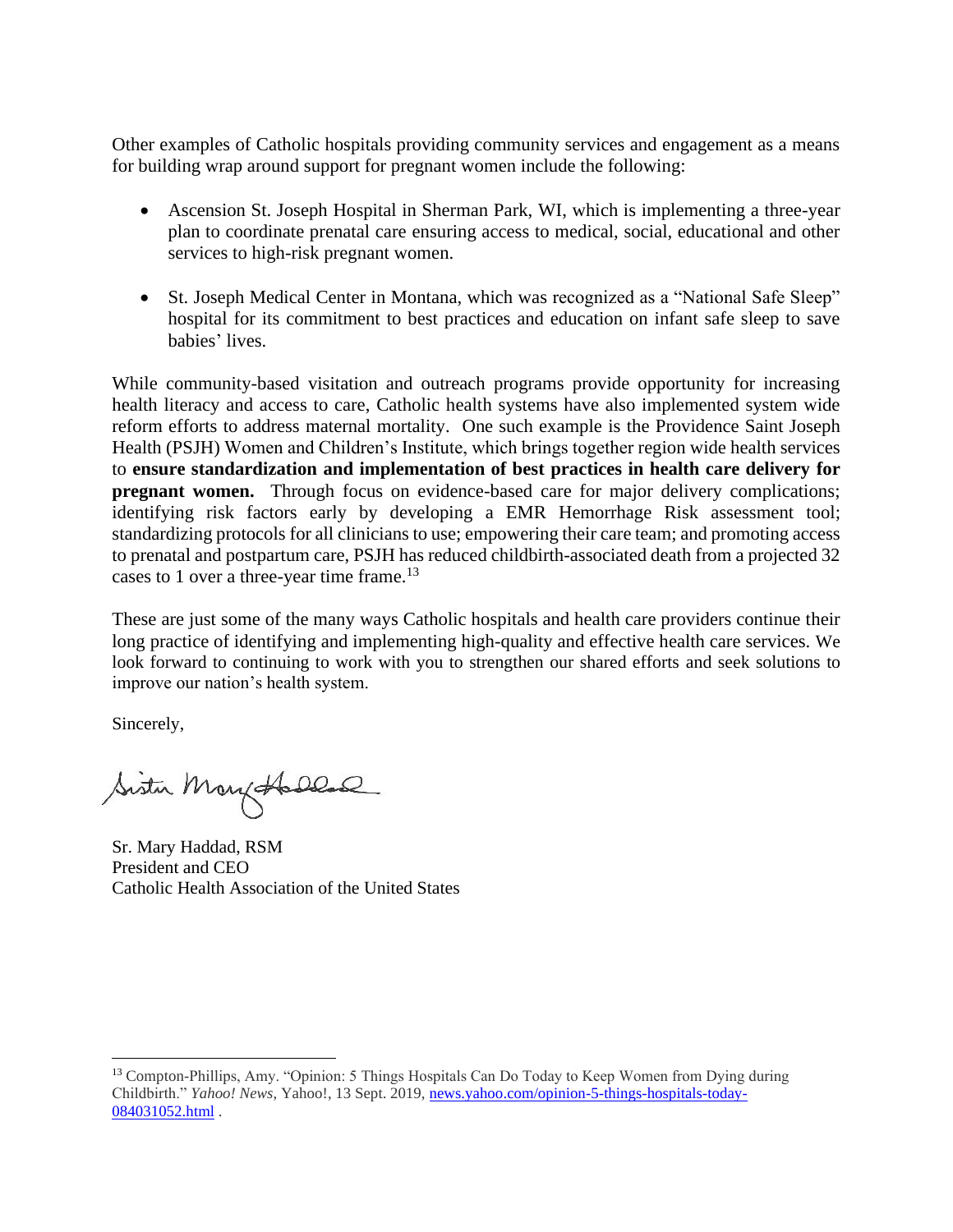Other examples of Catholic hospitals providing community services and engagement as a means for building wrap around support for pregnant women include the following:

- Ascension St. Joseph Hospital in Sherman Park, WI, which is implementing a three-year plan to coordinate prenatal care ensuring access to medical, social, educational and other services to high-risk pregnant women.

- St. Joseph Medical Center in Montana, which was recognized as a "National Safe Sleep" hospital for its commitment to best practices and education on infant safe sleep to save babies' lives.

While community-based visitation and outreach programs provide opportunity for increasing health literacy and access to care, Catholic health systems have also implemented system wide reform efforts to address maternal mortality. One such example is the Providence Saint Joseph Health (PSJH) Women and Children's Institute, which brings together region wide health services to **ensure standardization and implementation of best practices in health care delivery for pregnant women.** Through focus on evidence-based care for major delivery complications; identifying risk factors early by developing a EMR Hemorrhage Risk assessment tool; standardizing protocols for all clinicians to use; empowering their care team; and promoting access to prenatal and postpartum care, PSJH has reduced childbirth-associated death from a projected 32 cases to 1 over a three-year time frame.[13]

These are just some of the many ways Catholic hospitals and health care providers continue their long practice of identifying and implementing high-quality and effective health care services. We look forward to continuing to work with you to strengthen our shared efforts and seek solutions to improve our nation's health system.

Sincerely,

Sister Mary Haddad

Sr. Mary Haddad, RSM
President and CEO
Catholic Health Association of the United States

---

[13] Compton-Phillips, Amy. "Opinion: 5 Things Hospitals Can Do Today to Keep Women from Dying during Childbirth." *Yahoo! News*, Yahoo!, 13 Sept. 2019, news.yahoo.com/opinion-5-things-hospitals-today-084031052.html .